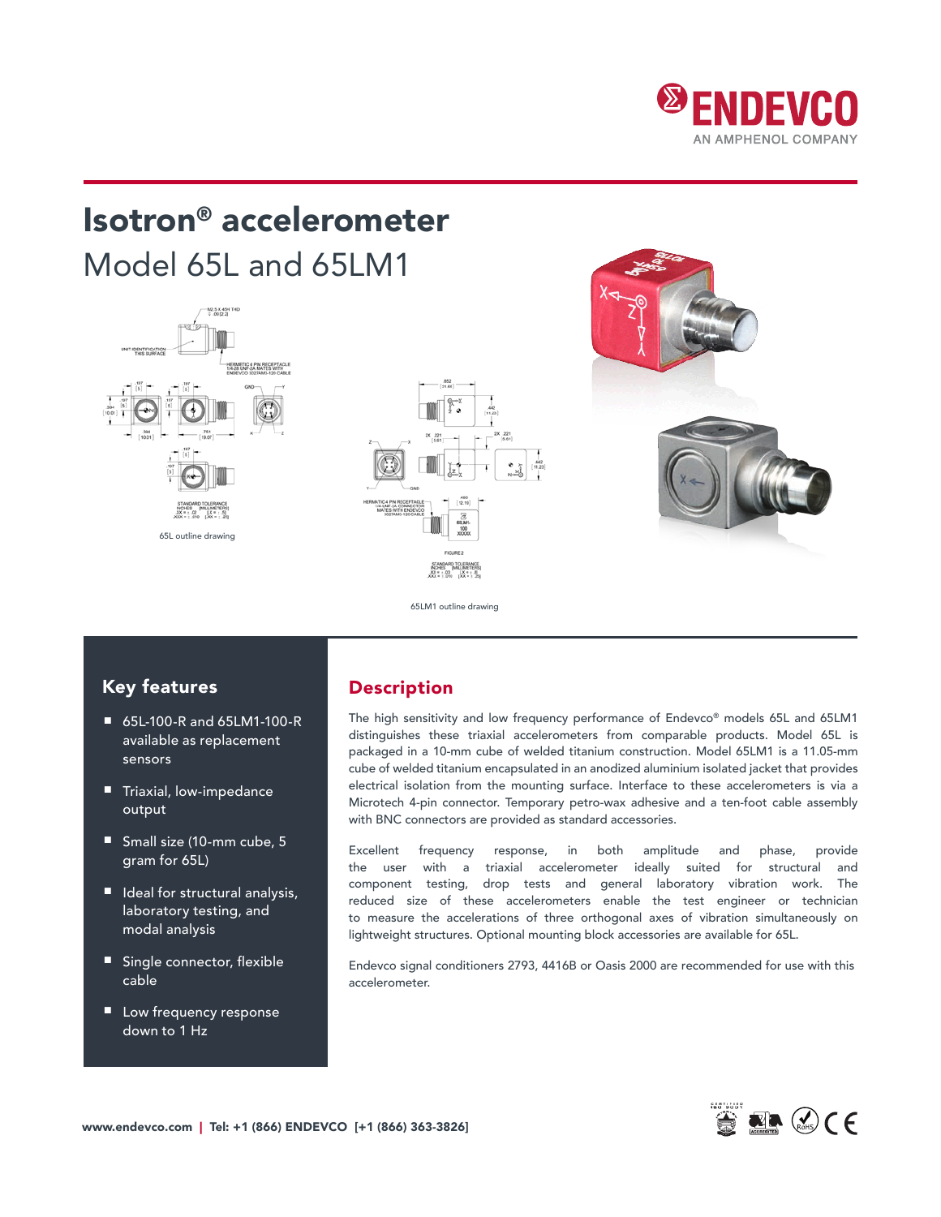# Isotron® accelerometer

## Model 65L and 65LM1

65L outline drawing

65LM1 outline drawing

## Key features

- 65L-100-R and 65LM1-100-R available as replacement sensors
- Triaxial, low-impedance output
- Small size (10-mm cube, 5 gram for 65L)
- Ideal for structural analysis, laboratory testing, and modal analysis
- Single connector, flexible cable
- Low frequency response down to 1 Hz

## Description

The high sensitivity and low frequency performance of Endevco® models 65L and 65LM1 distinguishes these triaxial accelerometers from comparable products. Model 65L is packaged in a 10-mm cube of welded titanium construction. Model 65LM1 is a 11.05-mm cube of welded titanium encapsulated in an anodized aluminium isolated jacket that provides electrical isolation from the mounting surface. Interface to these accelerometers is via a Microtech 4-pin connector. Temporary petro-wax adhesive and a ten-foot cable assembly with BNC connectors are provided as standard accessories.

Excellent frequency response, in both amplitude and phase, provide the user with a triaxial accelerometer ideally suited for structural and component testing, drop tests and general laboratory vibration work. The reduced size of these accelerometers enable the test engineer or technician to measure the accelerations of three orthogonal axes of vibration simultaneously on lightweight structures. Optional mounting block accessories are available for 65L.

Endevco signal conditioners 2793, 4416B or Oasis 2000 are recommended for use with this accelerometer.

www.endevco.com | Tel: +1 (866) ENDEVCO [+1 (866) 363-3826]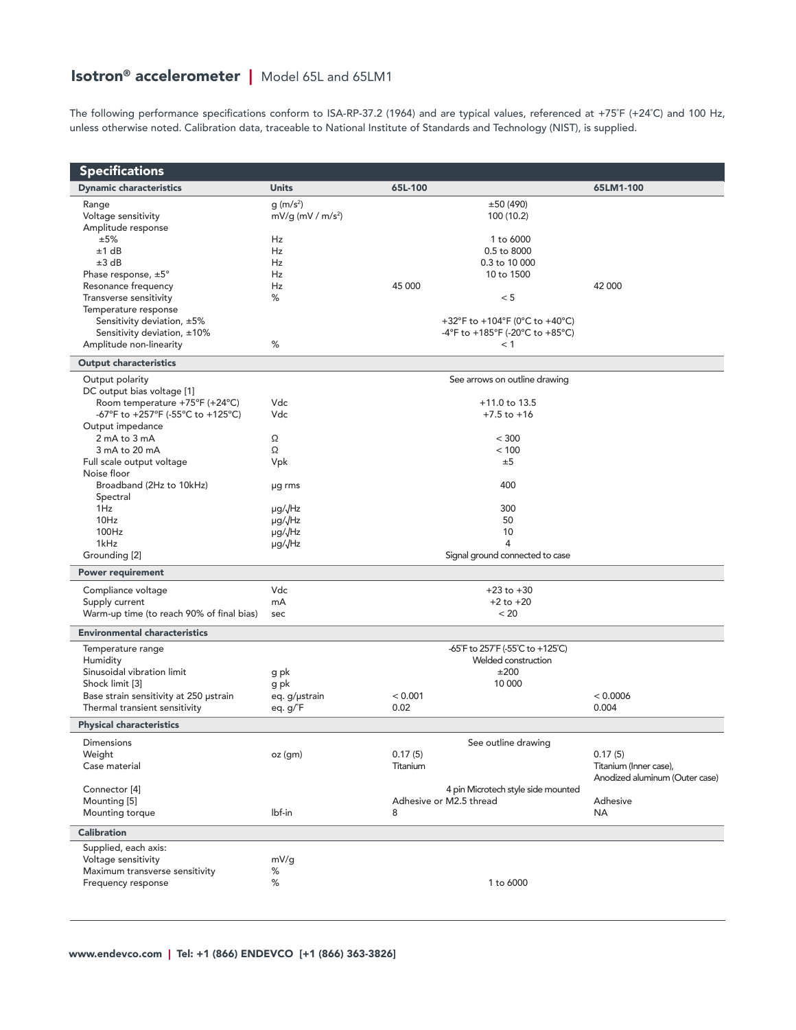# Isotron® accelerometer | Model 65L and 65LM1

The following performance specifications conform to ISA-RP-37.2 (1964) and are typical values, referenced at +75˚F (+24˚C) and 100 Hz, unless otherwise noted. Calibration data, traceable to National Institute of Standards and Technology (NIST), is supplied.

## Specifications

| Dynamic characteristics | Units | 65L-100 | 65LM1-100 |
|---|---|---|---|
| Range | g (m/s²) | ±50 (490) | |
| Voltage sensitivity | mV/g (mV / m/s²) | 100 (10.2) | |
| Amplitude response | | | |
| ±5% | Hz | 1 to 6000 | |
| ±1 dB | Hz | 0.5 to 8000 | |
| ±3 dB | Hz | 0.3 to 10 000 | |
| Phase response, ±5° | Hz | 10 to 1500 | |
| Resonance frequency | Hz | 45 000 | 42 000 |
| Transverse sensitivity | % | < 5 | |
| Temperature response | | | |
| Sensitivity deviation, ±5% | | +32°F to +104°F (0°C to +40°C) | |
| Sensitivity deviation, ±10% | | -4°F to +185°F (-20°C to +85°C) | |
| Amplitude non-linearity | % | < 1 | |
| **Output characteristics** | | | |
| Output polarity | | See arrows on outline drawing | |
| DC output bias voltage [1] | | | |
| Room temperature +75°F (+24°C) | Vdc | +11.0 to 13.5 | |
| -67°F to +257°F (-55°C to +125°C) | Vdc | +7.5 to +16 | |
| Output impedance | | | |
| 2 mA to 3 mA | Ω | < 300 | |
| 3 mA to 20 mA | Ω | < 100 | |
| Full scale output voltage | Vpk | ±5 | |
| Noise floor | | | |
| Broadband (2Hz to 10kHz) | µg rms | 400 | |
| Spectral | | | |
| 1Hz | µg/√Hz | 300 | |
| 10Hz | µg/√Hz | 50 | |
| 100Hz | µg/√Hz | 10 | |
| 1kHz | µg/√Hz | 4 | |
| Grounding [2] | | Signal ground connected to case | |
| **Power requirement** | | | |
| Compliance voltage | Vdc | +23 to +30 | |
| Supply current | mA | +2 to +20 | |
| Warm-up time (to reach 90% of final bias) | sec | < 20 | |
| **Environmental characteristics** | | | |
| Temperature range | | -65˚F to 257˚F (-55˚C to +125˚C) | |
| Humidity | | Welded construction | |
| Sinusoidal vibration limit | g pk | ±200 | |
| Shock limit [3] | g pk | 10 000 | |
| Base strain sensitivity at 250 µstrain | eq. g/µstrain | < 0.001 | < 0.0006 |
| Thermal transient sensitivity | eq. g/˚F | 0.02 | 0.004 |
| **Physical characteristics** | | | |
| Dimensions | | See outline drawing | |
| Weight | oz (gm) | 0.17 (5) | 0.17 (5) |
| Case material | | Titanium | Titanium (Inner case), Anodized aluminum (Outer case) |
| Connector [4] | | 4 pin Microtech style side mounted | |
| Mounting [5] | | Adhesive or M2.5 thread | Adhesive |
| Mounting torque | lbf-in | 8 | NA |
| **Calibration** | | | |
| Supplied, each axis: | | | |
| Voltage sensitivity | mV/g | | |
| Maximum transverse sensitivity | % | | |
| Frequency response | % | 1 to 6000 | |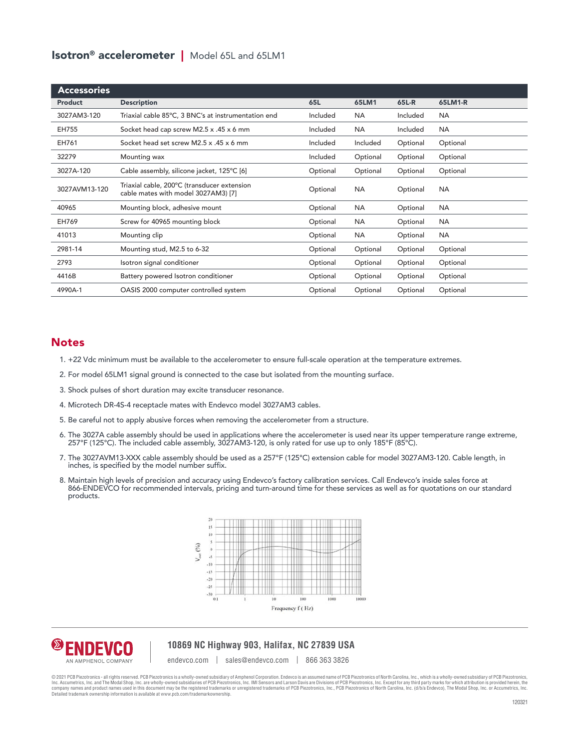## Accessories

| Product | Description | 65L | 65LM1 | 65L-R | 65LM1-R |
|---|---|---|---|---|---|
| 3027AM3-120 | Triaxial cable 85°C, 3 BNC's at instrumentation end | Included | NA | Included | NA |
| EH755 | Socket head cap screw M2.5 x .45 x 6 mm | Included | NA | Included | NA |
| EH761 | Socket head set screw M2.5 x .45 x 6 mm | Included | Included | Optional | Optional |
| 32279 | Mounting wax | Included | Optional | Optional | Optional |
| 3027A-120 | Cable assembly, silicone jacket, 125°C [6] | Optional | Optional | Optional | Optional |
| 3027AVM13-120 | Triaxial cable, 200°C (transducer extension cable mates with model 3027AM3) [7] | Optional | NA | Optional | NA |
| 40965 | Mounting block, adhesive mount | Optional | NA | Optional | NA |
| EH769 | Screw for 40965 mounting block | Optional | NA | Optional | NA |
| 41013 | Mounting clip | Optional | NA | Optional | NA |
| 2981-14 | Mounting stud, M2.5 to 6-32 | Optional | Optional | Optional | Optional |
| 2793 | Isotron signal conditioner | Optional | Optional | Optional | Optional |
| 4416B | Battery powered Isotron conditioner | Optional | Optional | Optional | Optional |
| 4990A-1 | OASIS 2000 computer controlled system | Optional | Optional | Optional | Optional |

## Notes

1. +22 Vdc minimum must be available to the accelerometer to ensure full-scale operation at the temperature extremes.
2. For model 65LM1 signal ground is connected to the case but isolated from the mounting surface.
3. Shock pulses of short duration may excite transducer resonance.
4. Microtech DR-4S-4 receptacle mates with Endevco model 3027AM3 cables.
5. Be careful not to apply abusive forces when removing the accelerometer from a structure.
6. The 3027A cable assembly should be used in applications where the accelerometer is used near its upper temperature range extreme, 257°F (125°C). The included cable assembly, 3027AM3-120, is only rated for use up to only 185°F (85°C).
7. The 3027AVM13-XXX cable assembly should be used as a 257°F (125°C) extension cable for model 3027AM3-120. Cable length, in inches, is specified by the model number suffix.
8. Maintain high levels of precision and accuracy using Endevco's factory calibration services. Call Endevco's inside sales force at 866-ENDEVCO for recommended intervals, pricing and turn-around time for these services as well as for quotations on our standard products.

$V_{out}$ (%)
20
15
10
5
0
-5
-10
-15
-20
-25
-30
0.1
1
10
100
1000
10000
Frequency f ( Hz)

ENDEVCO
AN AMPHENOL COMPANY

10869 NC Highway 903, Halifax, NC 27839 USA

endevco.com | sales@endevco.com | 866 363 3826

© 2021 PCB Piezotronics - all rights reserved. PCB Piezotronics is a wholly-owned subsidiary of Amphenol Corporation. Endevco is an assumed name of PCB Piezotronics of North Carolina, Inc., which is a wholly-owned subsidiary of PCB Piezotronics, Inc. Accumetrics, Inc. and The Modal Shop, Inc. are wholly-owned subsidiaries of PCB Piezotronics, Inc. IMI Sensors and Larson Davis are Divisions of PCB Piezotronics, Inc. Except for any third party marks for which attribution is provided herein, the company names and product names used in this document may be the registered trademarks or unregistered trademarks of PCB Piezotronics, Inc., PCB Piezotronics of North Carolina, Inc. (d/b/a Endevco), The Modal Shop, Inc. or Accumetrics, Inc. Detailed trademark ownership information is available at www.pcb.com/trademarkownership.

120321